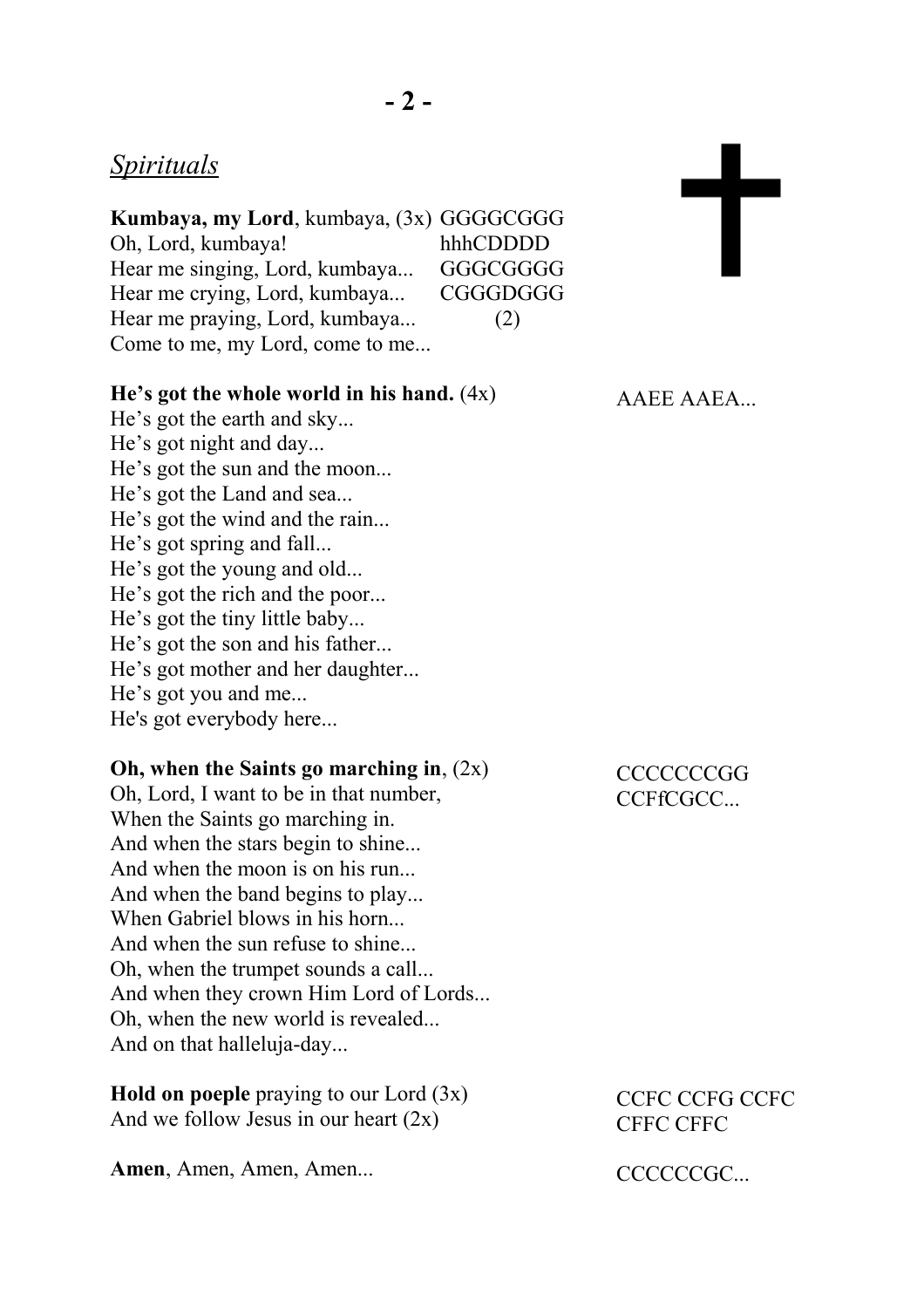## *Spirituals*

**Kumbaya, my Lord**, kumbaya, (3x) GGGGCGGG
Oh, Lord, kumbaya! hhhCDDDD
Hear me singing, Lord, kumbaya... GGGCGGGG
Hear me crying, Lord, kumbaya... CGGGDGGG
Hear me praying, Lord, kumbaya... (2)
Come to me, my Lord, come to me...

**He's got the whole world in his hand.** (4x) AAEE AAEA...
He's got the earth and sky...
He's got night and day...
He's got the sun and the moon...
He's got the Land and sea...
He's got the wind and the rain...
He's got spring and fall...
He's got the young and old...
He's got the rich and the poor...
He's got the tiny little baby...
He's got the son and his father...
He's got mother and her daughter...
He's got you and me...
He's got everybody here...

**Oh, when the Saints go marching in**, (2x) CCCCCCCGG
Oh, Lord, I want to be in that number, CCFfCGCC...
When the Saints go marching in.
And when the stars begin to shine...
And when the moon is on his run...
And when the band begins to play...
When Gabriel blows in his horn...
And when the sun refuse to shine...
Oh, when the trumpet sounds a call...
And when they crown Him Lord of Lords...
Oh, when the new world is revealed...
And on that halleluja-day...

**Hold on poeple** praying to our Lord (3x) CCFC CCFG CCFC
And we follow Jesus in our heart (2x) CFFC CFFC

**Amen**, Amen, Amen, Amen... CCCCCCGC...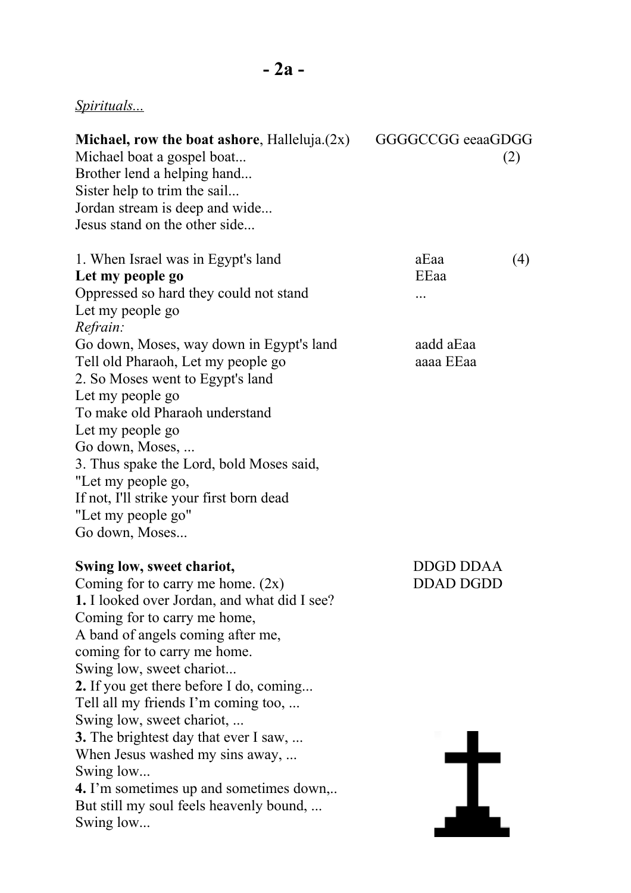# - 2a -

*Spirituals...*

**Michael, row the boat ashore**, Halleluja.(2x) GGGGCCGG eeaaGDGG
Michael boat a gospel boat... (2)
Brother lend a helping hand...
Sister help to trim the sail...
Jordan stream is deep and wide...
Jesus stand on the other side...

1. When Israel was in Egypt's land aEaa (4)
**Let my people go** EEaa
Oppressed so hard they could not stand ...
Let my people go
*Refrain:*
Go down, Moses, way down in Egypt's land aadd aEaa
Tell old Pharaoh, Let my people go aaaa EEaa
2. So Moses went to Egypt's land
Let my people go
To make old Pharaoh understand
Let my people go
Go down, Moses, ...
3. Thus spake the Lord, bold Moses said,
"Let my people go,
If not, I'll strike your first born dead
"Let my people go"
Go down, Moses...

**Swing low, sweet chariot,** DDGD DDAA
Coming for to carry me home. (2x) DDAD DGDD
**1.** I looked over Jordan, and what did I see?
Coming for to carry me home,
A band of angels coming after me,
coming for to carry me home.
Swing low, sweet chariot...
**2.** If you get there before I do, coming...
Tell all my friends I'm coming too, ...
Swing low, sweet chariot, ...
**3.** The brightest day that ever I saw, ...
When Jesus washed my sins away, ...
Swing low...
**4.** I'm sometimes up and sometimes down,..
But still my soul feels heavenly bound, ...
Swing low...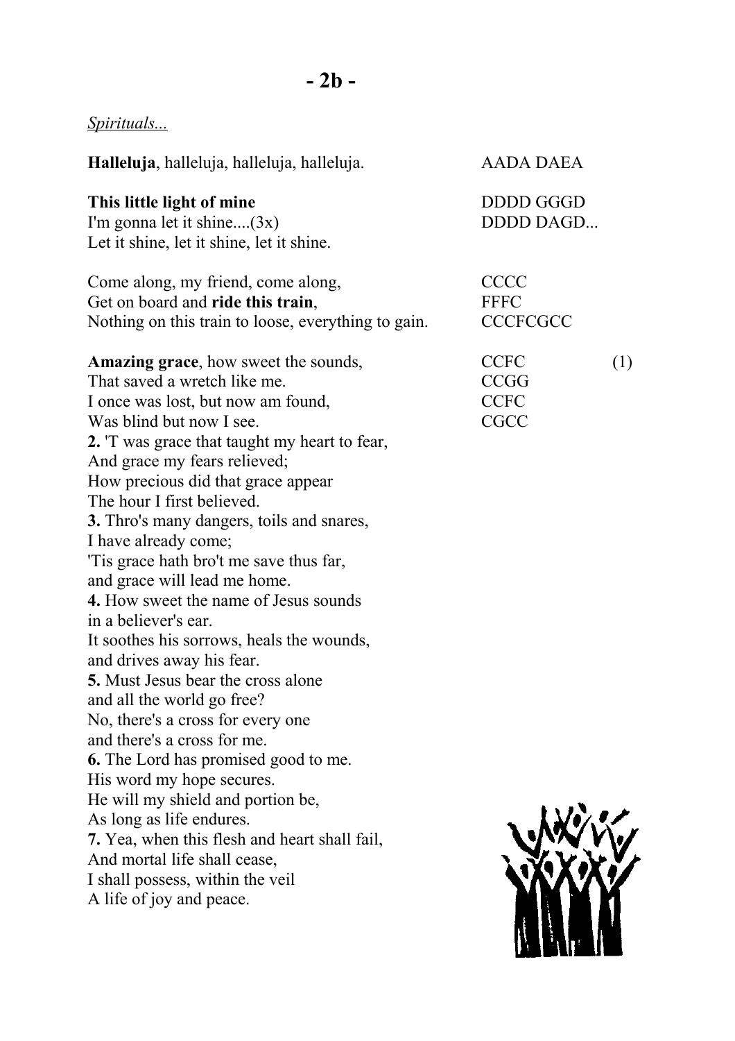- 2b -

*Spirituals...*

**Halleluja**, halleluja, halleluja, halleluja. AADA DAEA

**This little light of mine** DDDD GGGD
I'm gonna let it shine....(3x) DDDD DAGD...
Let it shine, let it shine, let it shine.

Come along, my friend, come along, CCCC
Get on board and **ride this train**, FFFC
Nothing on this train to loose, everything to gain. CCCFCGCC

**Amazing grace**, how sweet the sounds, CCFC (1)
That saved a wretch like me. CCGG
I once was lost, but now am found, CCFC
Was blind but now I see. CGCC

**2.** 'T was grace that taught my heart to fear,
And grace my fears relieved;
How precious did that grace appear
The hour I first believed.

**3.** Thro's many dangers, toils and snares,
I have already come;
'Tis grace hath bro't me save thus far,
and grace will lead me home.

**4.** How sweet the name of Jesus sounds
in a believer's ear.
It soothes his sorrows, heals the wounds,
and drives away his fear.

**5.** Must Jesus bear the cross alone
and all the world go free?
No, there's a cross for every one
and there's a cross for me.

**6.** The Lord has promised good to me.
His word my hope secures.
He will my shield and portion be,
As long as life endures.

**7.** Yea, when this flesh and heart shall fail,
And mortal life shall cease,
I shall possess, within the veil
A life of joy and peace.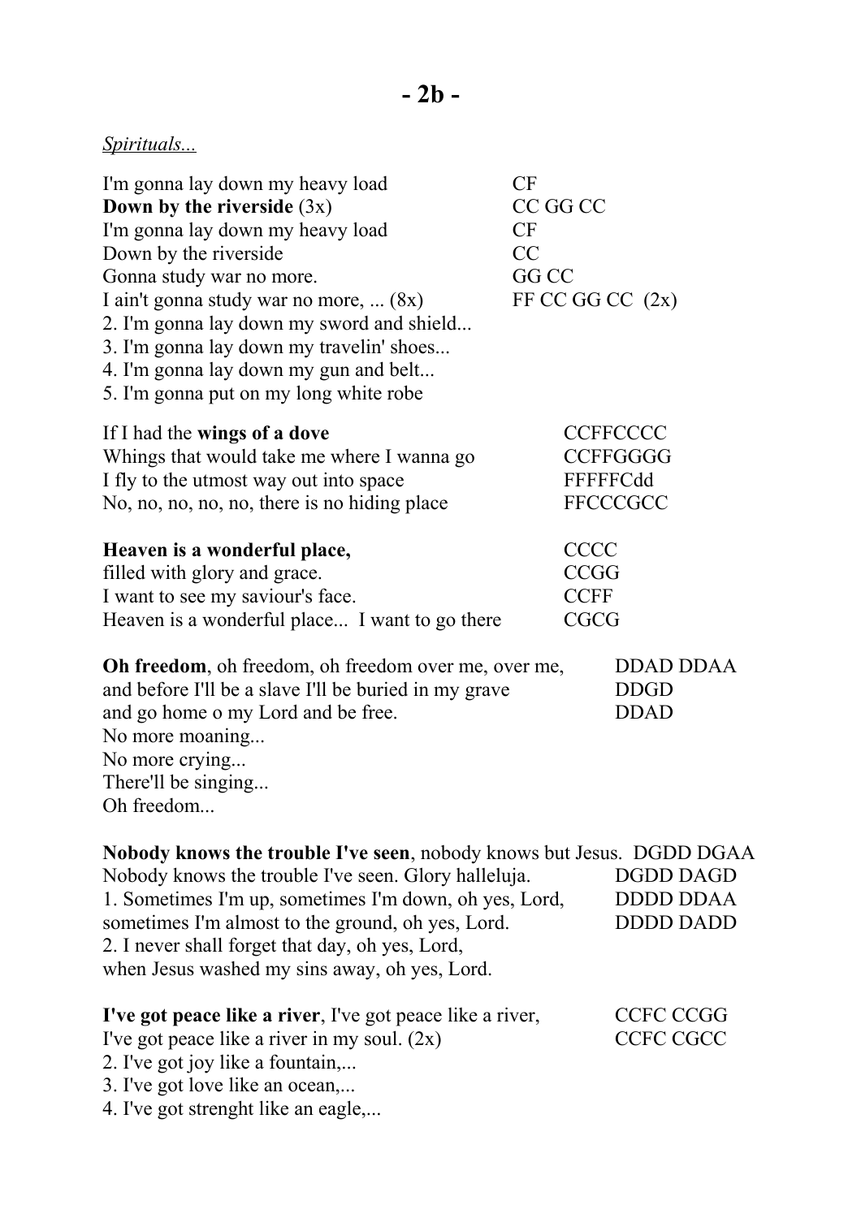*Spirituals...*

| | |
|---|---|
| I'm gonna lay down my heavy load | CF |
| **Down by the riverside** (3x) | CC GG CC |
| I'm gonna lay down my heavy load | CF |
| Down by the riverside | CC |
| Gonna study war no more. | GG CC |
| I ain't gonna study war no more, ... (8x) | FF CC GG CC (2x) |
| 2. I'm gonna lay down my sword and shield... | |
| 3. I'm gonna lay down my travelin' shoes... | |
| 4. I'm gonna lay down my gun and belt... | |
| 5. I'm gonna put on my long white robe | |

| | |
|---|---|
| If I had the **wings of a dove** | CCFFCCCC |
| Whings that would take me where I wanna go | CCFFGGGG |
| I fly to the utmost way out into space | FFFFFCdd |
| No, no, no, no, no, there is no hiding place | FFCCCGCC |

| | |
|---|---|
| **Heaven is a wonderful place,** | CCCC |
| filled with glory and grace. | CCGG |
| I want to see my saviour's face. | CCFF |
| Heaven is a wonderful place... I want to go there | CGCG |

| | |
|---|---|
| **Oh freedom**, oh freedom, oh freedom over me, over me, | DDAD DDAA |
| and before I'll be a slave I'll be buried in my grave | DDGD |
| and go home o my Lord and be free. | DDAD |
| No more moaning... | |
| No more crying... | |
| There'll be singing... | |
| Oh freedom... | |

| | |
|---|---|
| **Nobody knows the trouble I've seen**, nobody knows but Jesus. | DGDD DGAA |
| Nobody knows the trouble I've seen. Glory halleluja. | DGDD DAGD |
| 1. Sometimes I'm up, sometimes I'm down, oh yes, Lord, | DDDD DDAA |
| sometimes I'm almost to the ground, oh yes, Lord. | DDDD DADD |
| 2. I never shall forget that day, oh yes, Lord, | |
| when Jesus washed my sins away, oh yes, Lord. | |

| | |
|---|---|
| **I've got peace like a river**, I've got peace like a river, | CCFC CCGG |
| I've got peace like a river in my soul. (2x) | CCFC CGCC |
| 2. I've got joy like a fountain,... | |
| 3. I've got love like an ocean,... | |
| 4. I've got strenght like an eagle,... | |